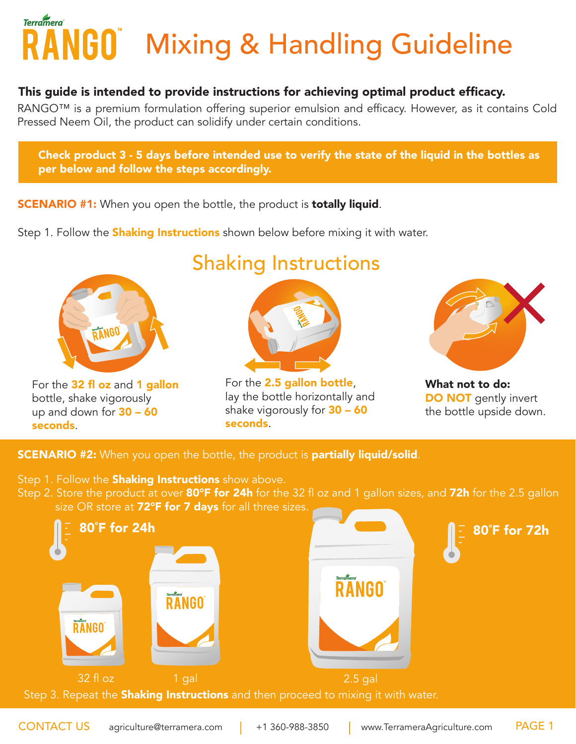# RANGO™ Mixing & Handling Guideline

**This guide is intended to provide instructions for achieving optimal product efficacy.**

RANGO™ is a premium formulation offering superior emulsion and efficacy. However, as it contains Cold Pressed Neem Oil, the product can solidify under certain conditions.

**Check product 3 - 5 days before intended use to verify the state of the liquid in the bottles as per below and follow the steps accordingly.**

**SCENARIO #1:** When you open the bottle, the product is **totally liquid**.

Step 1. Follow the **Shaking Instructions** shown below before mixing it with water.

## Shaking Instructions

For the **32 fl oz** and **1 gallon** bottle, shake vigorously up and down for **30 – 60 seconds**.

For the **2.5 gallon bottle**, lay the bottle horizontally and shake vigorously for **30 – 60 seconds**.

**What not to do:** **DO NOT** gently invert the bottle upside down.

**SCENARIO #2:** When you open the bottle, the product is **partially liquid/solid**.

Step 1. Follow the **Shaking Instructions** show above.

Step 2. Store the product at over **80°F for 24h** for the 32 fl oz and 1 gallon sizes, and **72h** for the 2.5 gallon size OR store at **72°F for 7 days** for all three sizes.

80˚F for 24h: 32 fl oz, 1 gal

80˚F for 72h: 2.5 gal

Step 3. Repeat the **Shaking Instructions** and then proceed to mixing it with water.

CONTACT US | agriculture@terramera.com | +1 360-988-3850 | www.TerrameraAgriculture.com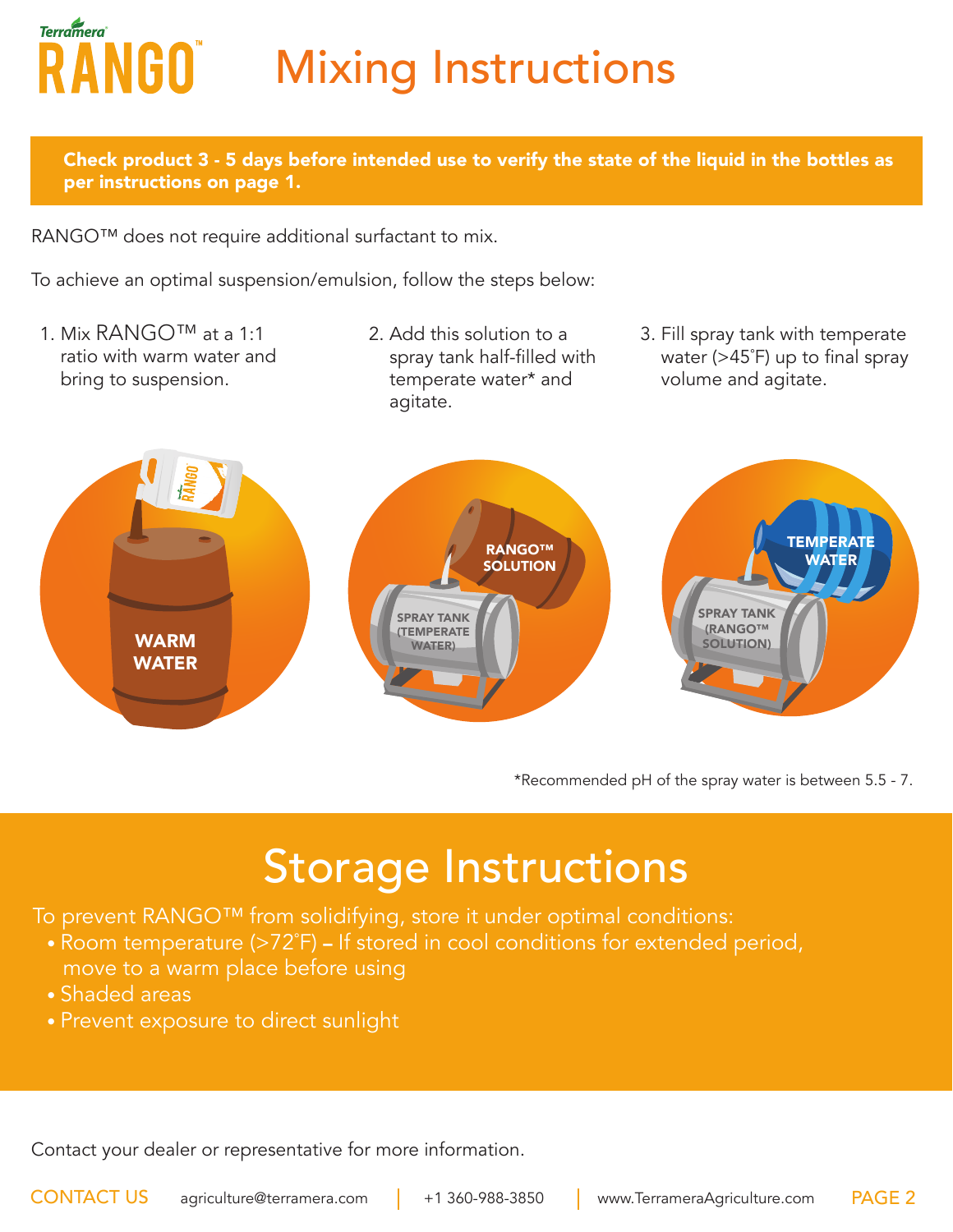# Mixing Instructions

**Check product 3 - 5 days before intended use to verify the state of the liquid in the bottles as per instructions on page 1.**

RANGO™ does not require additional surfactant to mix.

To achieve an optimal suspension/emulsion, follow the steps below:

1. Mix RANGO™ at a 1:1 ratio with warm water and bring to suspension.
2. Add this solution to a spray tank half-filled with temperate water* and agitate.
3. Fill spray tank with temperate water (>45˚F) up to final spray volume and agitate.

WARM WATER

RANGO™ SOLUTION

SPRAY TANK (TEMPERATE WATER)

TEMPERATE WATER

SPRAY TANK (RANGO™ SOLUTION)

*Recommended pH of the spray water is between 5.5 - 7.

# Storage Instructions

To prevent RANGO™ from solidifying, store it under optimal conditions:

- Room temperature (>72˚F) – If stored in cool conditions for extended period, move to a warm place before using
- Shaded areas
- Prevent exposure to direct sunlight

Contact your dealer or representative for more information.

CONTACT US agriculture@terramera.com | +1 360-988-3850 | www.TerrameraAgriculture.com